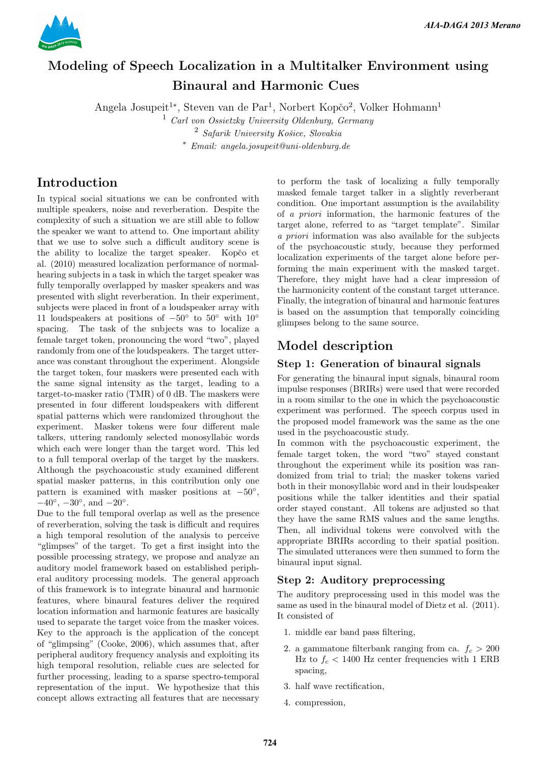# Modeling of Speech Localization in a Multitalker Environment using Binaural and Harmonic Cues

Angela Josupeit[1*], Steven van de Par[1], Norbert Kopčo[2], Volker Hohmann[1]

[1] *Carl von Ossietzky University Oldenburg, Germany*

[2] *Safarik University Košice, Slovakia*

[*] *Email: angela.josupeit@uni-oldenburg.de*

## Introduction

In typical social situations we can be confronted with multiple speakers, noise and reverberation. Despite the complexity of such a situation we are still able to follow the speaker we want to attend to. One important ability that we use to solve such a difficult auditory scene is the ability to localize the target speaker. Kopčo et al. (2010) measured localization performance of normal-hearing subjects in a task in which the target speaker was fully temporally overlapped by masker speakers and was presented with slight reverberation. In their experiment, subjects were placed in front of a loudspeaker array with 11 loudspeakers at positions of $-50°$ to $50°$ with $10°$ spacing. The task of the subjects was to localize a female target token, pronouncing the word "two", played randomly from one of the loudspeakers. The target utterance was constant throughout the experiment. Alongside the target token, four maskers were presented each with the same signal intensity as the target, leading to a target-to-masker ratio (TMR) of 0 dB. The maskers were presented in four different loudspeakers with different spatial patterns which were randomized throughout the experiment. Masker tokens were four different male talkers, uttering randomly selected monosyllabic words which each were longer than the target word. This led to a full temporal overlap of the target by the maskers. Although the psychoacoustic study examined different spatial masker patterns, in this contribution only one pattern is examined with masker positions at $-50°$, $-40°$, $-30°$, and $-20°$.

Due to the full temporal overlap as well as the presence of reverberation, solving the task is difficult and requires a high temporal resolution of the analysis to perceive "glimpses" of the target. To get a first insight into the possible processing strategy, we propose and analyze an auditory model framework based on established peripheral auditory processing models. The general approach of this framework is to integrate binaural and harmonic features, where binaural features deliver the required location information and harmonic features are basically used to separate the target voice from the masker voices. Key to the approach is the application of the concept of "glimpsing" (Cooke, 2006), which assumes that, after peripheral auditory frequency analysis and exploiting its high temporal resolution, reliable cues are selected for further processing, leading to a sparse spectro-temporal representation of the input. We hypothesize that this concept allows extracting all features that are necessary to perform the task of localizing a fully temporally masked female target talker in a slightly reverberant condition. One important assumption is the availability of *a priori* information, the harmonic features of the target alone, referred to as "target template". Similar *a priori* information was also available for the subjects of the psychoacoustic study, because they performed localization experiments of the target alone before performing the main experiment with the masked target. Therefore, they might have had a clear impression of the harmonicity content of the constant target utterance. Finally, the integration of binaural and harmonic features is based on the assumption that temporally coinciding glimpses belong to the same source.

## Model description

### Step 1: Generation of binaural signals

For generating the binaural input signals, binaural room impulse responses (BRIRs) were used that were recorded in a room similar to the one in which the psychoacoustic experiment was performed. The speech corpus used in the proposed model framework was the same as the one used in the psychoacoustic study.

In common with the psychoacoustic experiment, the female target token, the word "two" stayed constant throughout the experiment while its position was randomized from trial to trial; the masker tokens varied both in their monosyllabic word and in their loudspeaker positions while the talker identities and their spatial order stayed constant. All tokens are adjusted so that they have the same RMS values and the same lengths. Then, all individual tokens were convolved with the appropriate BRIRs according to their spatial position. The simulated utterances were then summed to form the binaural input signal.

### Step 2: Auditory preprocessing

The auditory preprocessing used in this model was the same as used in the binaural model of Dietz et al. (2011). It consisted of

1. middle ear band pass filtering,
2. a gammatone filterbank ranging from ca. $f_c > 200$ Hz to $f_c < 1400$ Hz center frequencies with 1 ERB spacing,
3. half wave rectification,
4. compression,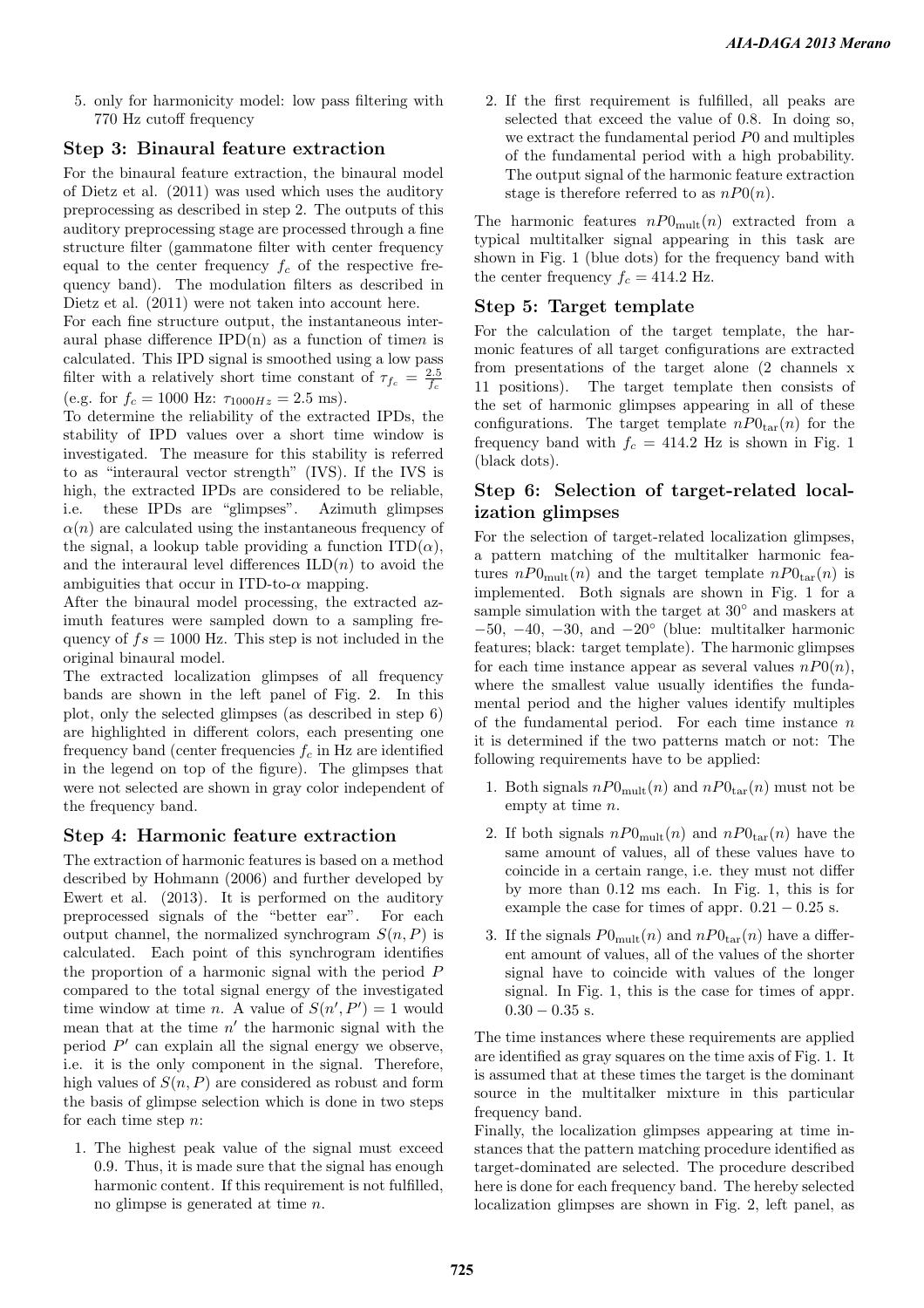5. only for harmonicity model: low pass filtering with 770 Hz cutoff frequency

### Step 3: Binaural feature extraction

For the binaural feature extraction, the binaural model of Dietz et al. (2011) was used which uses the auditory preprocessing as described in step 2. The outputs of this auditory preprocessing stage are processed through a fine structure filter (gammatone filter with center frequency equal to the center frequency $f_c$ of the respective frequency band). The modulation filters as described in Dietz et al. (2011) were not taken into account here.

For each fine structure output, the instantaneous interaural phase difference IPD(n) as a function of time$n$ is calculated. This IPD signal is smoothed using a low pass filter with a relatively short time constant of $\tau_{f_c} = \frac{2.5}{f_c}$ (e.g. for $f_c = 1000$ Hz: $\tau_{1000Hz} = 2.5$ ms).

To determine the reliability of the extracted IPDs, the stability of IPD values over a short time window is investigated. The measure for this stability is referred to as "interaural vector strength" (IVS). If the IVS is high, the extracted IPDs are considered to be reliable, i.e. these IPDs are "glimpses". Azimuth glimpses $\alpha(n)$ are calculated using the instantaneous frequency of the signal, a lookup table providing a function ITD($\alpha$), and the interaural level differences ILD($n$) to avoid the ambiguities that occur in ITD-to-$\alpha$ mapping.

After the binaural model processing, the extracted azimuth features were sampled down to a sampling frequency of $fs = 1000$ Hz. This step is not included in the original binaural model.

The extracted localization glimpses of all frequency bands are shown in the left panel of Fig. 2. In this plot, only the selected glimpses (as described in step 6) are highlighted in different colors, each presenting one frequency band (center frequencies $f_c$ in Hz are identified in the legend on top of the figure). The glimpses that were not selected are shown in gray color independent of the frequency band.

### Step 4: Harmonic feature extraction

The extraction of harmonic features is based on a method described by Hohmann (2006) and further developed by Ewert et al. (2013). It is performed on the auditory preprocessed signals of the "better ear". For each output channel, the normalized synchrogram $S(n, P)$ is calculated. Each point of this synchrogram identifies the proportion of a harmonic signal with the period $P$ compared to the total signal energy of the investigated time window at time $n$. A value of $S(n', P') = 1$ would mean that at the time $n'$ the harmonic signal with the period $P'$ can explain all the signal energy we observe, i.e. it is the only component in the signal. Therefore, high values of $S(n, P)$ are considered as robust and form the basis of glimpse selection which is done in two steps for each time step $n$:

1. The highest peak value of the signal must exceed 0.9. Thus, it is made sure that the signal has enough harmonic content. If this requirement is not fulfilled, no glimpse is generated at time $n$.
2. If the first requirement is fulfilled, all peaks are selected that exceed the value of 0.8. In doing so, we extract the fundamental period $P0$ and multiples of the fundamental period with a high probability. The output signal of the harmonic feature extraction stage is therefore referred to as $nP0(n)$.

The harmonic features $nP0_{\text{mult}}(n)$ extracted from a typical multitalker signal appearing in this task are shown in Fig. 1 (blue dots) for the frequency band with the center frequency $f_c = 414.2$ Hz.

### Step 5: Target template

For the calculation of the target template, the harmonic features of all target configurations are extracted from presentations of the target alone (2 channels x 11 positions). The target template then consists of the set of harmonic glimpses appearing in all of these configurations. The target template $nP0_{\text{tar}}(n)$ for the frequency band with $f_c = 414.2$ Hz is shown in Fig. 1 (black dots).

### Step 6: Selection of target-related localization glimpses

For the selection of target-related localization glimpses, a pattern matching of the multitalker harmonic features $nP0_{\text{mult}}(n)$ and the target template $nP0_{\text{tar}}(n)$ is implemented. Both signals are shown in Fig. 1 for a sample simulation with the target at 30° and maskers at −50, −40, −30, and −20° (blue: multitalker harmonic features; black: target template). The harmonic glimpses for each time instance appear as several values $nP0(n)$, where the smallest value usually identifies the fundamental period and the higher values identify multiples of the fundamental period. For each time instance $n$ it is determined if the two patterns match or not: The following requirements have to be applied:

1. Both signals $nP0_{\text{mult}}(n)$ and $nP0_{\text{tar}}(n)$ must not be empty at time $n$.
2. If both signals $nP0_{\text{mult}}(n)$ and $nP0_{\text{tar}}(n)$ have the same amount of values, all of these values have to coincide in a certain range, i.e. they must not differ by more than 0.12 ms each. In Fig. 1, this is for example the case for times of appr. $0.21 - 0.25$ s.
3. If the signals $P0_{\text{mult}}(n)$ and $nP0_{\text{tar}}(n)$ have a different amount of values, all of the values of the shorter signal have to coincide with values of the longer signal. In Fig. 1, this is the case for times of appr. $0.30 - 0.35$ s.

The time instances where these requirements are applied are identified as gray squares on the time axis of Fig. 1. It is assumed that at these times the target is the dominant source in the multitalker mixture in this particular frequency band.

Finally, the localization glimpses appearing at time instances that the pattern matching procedure identified as target-dominated are selected. The procedure described here is done for each frequency band. The hereby selected localization glimpses are shown in Fig. 2, left panel, as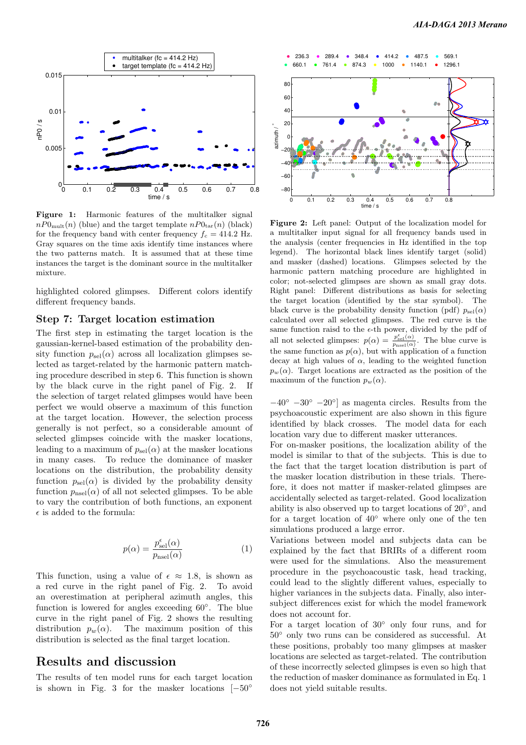multitalker (fc = 414.2 Hz)
target template (fc = 414.2 Hz)

0.015
0.01
0.005
0
nP0 / s
0 0.1 0.2 0.3 0.4 0.5 0.6 0.7 0.8
time / s

**Figure 1:** Harmonic features of the multitalker signal $nP0_{\text{mult}}(n)$ (blue) and the target template $nP0_{\text{tar}}(n)$ (black) for the frequency band with center frequency $f_c = 414.2$ Hz. Gray squares on the time axis identify time instances where the two patterns match. It is assumed that at these time instances the target is the dominant source in the multitalker mixture.

highlighted colored glimpses. Different colors identify different frequency bands.

## Step 7: Target location estimation

The first step in estimating the target location is the gaussian-kernel-based estimation of the probability density function $p_{\text{sel}}(\alpha)$ across all localization glimpses selected as target-related by the harmonic pattern matching procedure described in step 6. This function is shown by the black curve in the right panel of Fig. 2. If the selection of target related glimpses would have been perfect we would observe a maximum of this function at the target location. However, the selection process generally is not perfect, so a considerable amount of selected glimpses coincide with the masker locations, leading to a maximum of $p_{\text{sel}}(\alpha)$ at the masker locations in many cases. To reduce the dominance of masker locations on the distribution, the probability density function $p_{\text{sel}}(\alpha)$ is divided by the probability density function $p_{\text{nsel}}(\alpha)$ of all not selected glimpses. To be able to vary the contribution of both functions, an exponent $\epsilon$ is added to the formula:

$$p(\alpha) = \frac{p_{\text{sel}}^{\epsilon}(\alpha)}{p_{\text{nsel}}(\alpha)} \quad (1)$$

This function, using a value of $\epsilon \approx 1.8$, is shown as a red curve in the right panel of Fig. 2. To avoid an overestimation at peripheral azimuth angles, this function is lowered for angles exceeding 60°. The blue curve in the right panel of Fig. 2 shows the resulting distribution $p_w(\alpha)$. The maximum position of this distribution is selected as the final target location.

# Results and discussion

The results of ten model runs for each target location is shown in Fig. 3 for the masker locations [−50° −40° −30° −20°] as magenta circles. Results from the psychoacoustic experiment are also shown in this figure identified by black crosses. The model data for each location vary due to different masker utterances.

For on-masker positions, the localization ability of the model is similar to that of the subjects. This is due to the fact that the target location distribution is part of the masker location distribution in these trials. Therefore, it does not matter if masker-related glimpses are accidentally selected as target-related. Good localization ability is also observed up to target locations of 20°, and for a target location of 40° where only one of the ten simulations produced a large error.

Variations between model and subjects data can be explained by the fact that BRIRs of a different room were used for the simulations. Also the measurement procedure in the psychoacoustic task, head tracking, could lead to the slightly different values, especially to higher variances in the subjects data. Finally, also inter-subject differences exist for which the model framework does not account for.

For a target location of 30° only four runs, and for 50° only two runs can be considered as successful. At these positions, probably too many glimpses at masker locations are selected as target-related. The contribution of these incorrectly selected glimpses is even so high that the reduction of masker dominance as formulated in Eq. 1 does not yield suitable results.

236.3 289.4 348.4 414.2 487.5 569.1
660.1 761.4 874.3 1000 1140.1 1296.1

azimuth / °
80 60 40 20 0 −20 −40 −60 −80
0 0.1 0.2 0.3 0.4 0.5 0.6 0.7 0.8
time / s

**Figure 2:** Left panel: Output of the localization model for a multitalker input signal for all frequency bands used in the analysis (center frequencies in Hz identified in the top legend). The horizontal black lines identify target (solid) and masker (dashed) locations. Glimpses selected by the harmonic pattern matching procedure are highlighted in color; not-selected glimpses are shown as small gray dots. Right panel: Different distributions as basis for selecting the target location (identified by the star symbol). The black curve is the probability density function (pdf) $p_{\text{sel}}(\alpha)$ calculated over all selected glimpses. The red curve is the same function raised to the $\epsilon$-th power, divided by the pdf of all not selected glimpses: $p(\alpha) = \frac{p_{\text{sel}}^{\epsilon}(\alpha)}{p_{\text{nsel}}(\alpha)}$. The blue curve is the same function as $p(\alpha)$, but with application of a function decay at high values of $\alpha$, leading to the weighted function $p_w(\alpha)$. Target locations are extracted as the position of the maximum of the function $p_w(\alpha)$.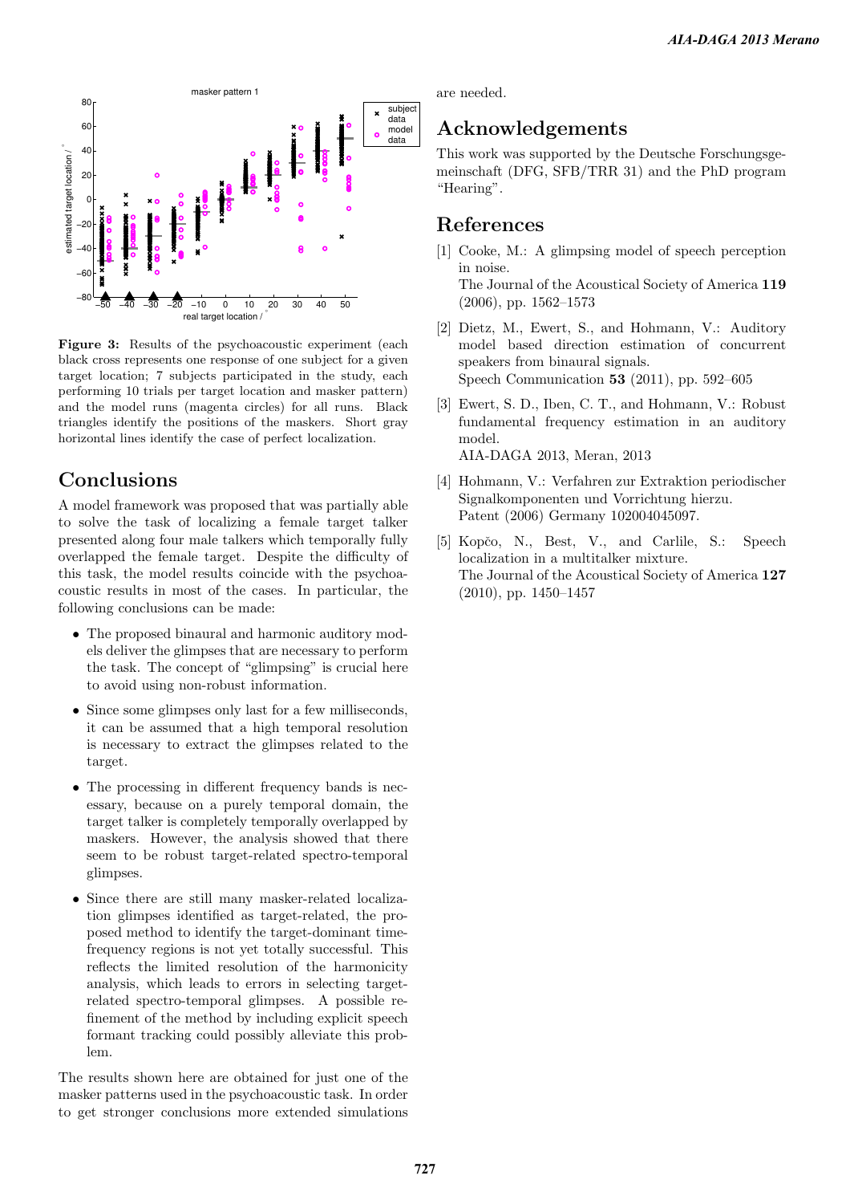masker pattern 1

80
60
40
20
0
−20
−40
−60
−80

estimated target location / °

−50 −40 −30 −20 −10 0 10 20 30 40 50

real target location / °

subject data

model data

**Figure 3:** Results of the psychoacoustic experiment (each black cross represents one response of one subject for a given target location; 7 subjects participated in the study, each performing 10 trials per target location and masker pattern) and the model runs (magenta circles) for all runs. Black triangles identify the positions of the maskers. Short gray horizontal lines identify the case of perfect localization.

## Conclusions

A model framework was proposed that was partially able to solve the task of localizing a female target talker presented along four male talkers which temporally fully overlapped the female target. Despite the difficulty of this task, the model results coincide with the psychoacoustic results in most of the cases. In particular, the following conclusions can be made:

- The proposed binaural and harmonic auditory models deliver the glimpses that are necessary to perform the task. The concept of "glimpsing" is crucial here to avoid using non-robust information.
- Since some glimpses only last for a few milliseconds, it can be assumed that a high temporal resolution is necessary to extract the glimpses related to the target.
- The processing in different frequency bands is necessary, because on a purely temporal domain, the target talker is completely temporally overlapped by maskers. However, the analysis showed that there seem to be robust target-related spectro-temporal glimpses.
- Since there are still many masker-related localization glimpses identified as target-related, the proposed method to identify the target-dominant time-frequency regions is not yet totally successful. This reflects the limited resolution of the harmonicity analysis, which leads to errors in selecting target-related spectro-temporal glimpses. A possible refinement of the method by including explicit speech formant tracking could possibly alleviate this problem.

The results shown here are obtained for just one of the masker patterns used in the psychoacoustic task. In order to get stronger conclusions more extended simulations are needed.

## Acknowledgements

This work was supported by the Deutsche Forschungsgemeinschaft (DFG, SFB/TRR 31) and the PhD program "Hearing".

## References

[1] Cooke, M.: A glimpsing model of speech perception in noise.
The Journal of the Acoustical Society of America **119** (2006), pp. 1562–1573

[2] Dietz, M., Ewert, S., and Hohmann, V.: Auditory model based direction estimation of concurrent speakers from binaural signals.
Speech Communication **53** (2011), pp. 592–605

[3] Ewert, S. D., Iben, C. T., and Hohmann, V.: Robust fundamental frequency estimation in an auditory model.
AIA-DAGA 2013, Meran, 2013

[4] Hohmann, V.: Verfahren zur Extraktion periodischer Signalkomponenten und Vorrichtung hierzu.
Patent (2006) Germany 102004045097.

[5] Kopčo, N., Best, V., and Carlile, S.: Speech localization in a multitalker mixture.
The Journal of the Acoustical Society of America **127** (2010), pp. 1450–1457